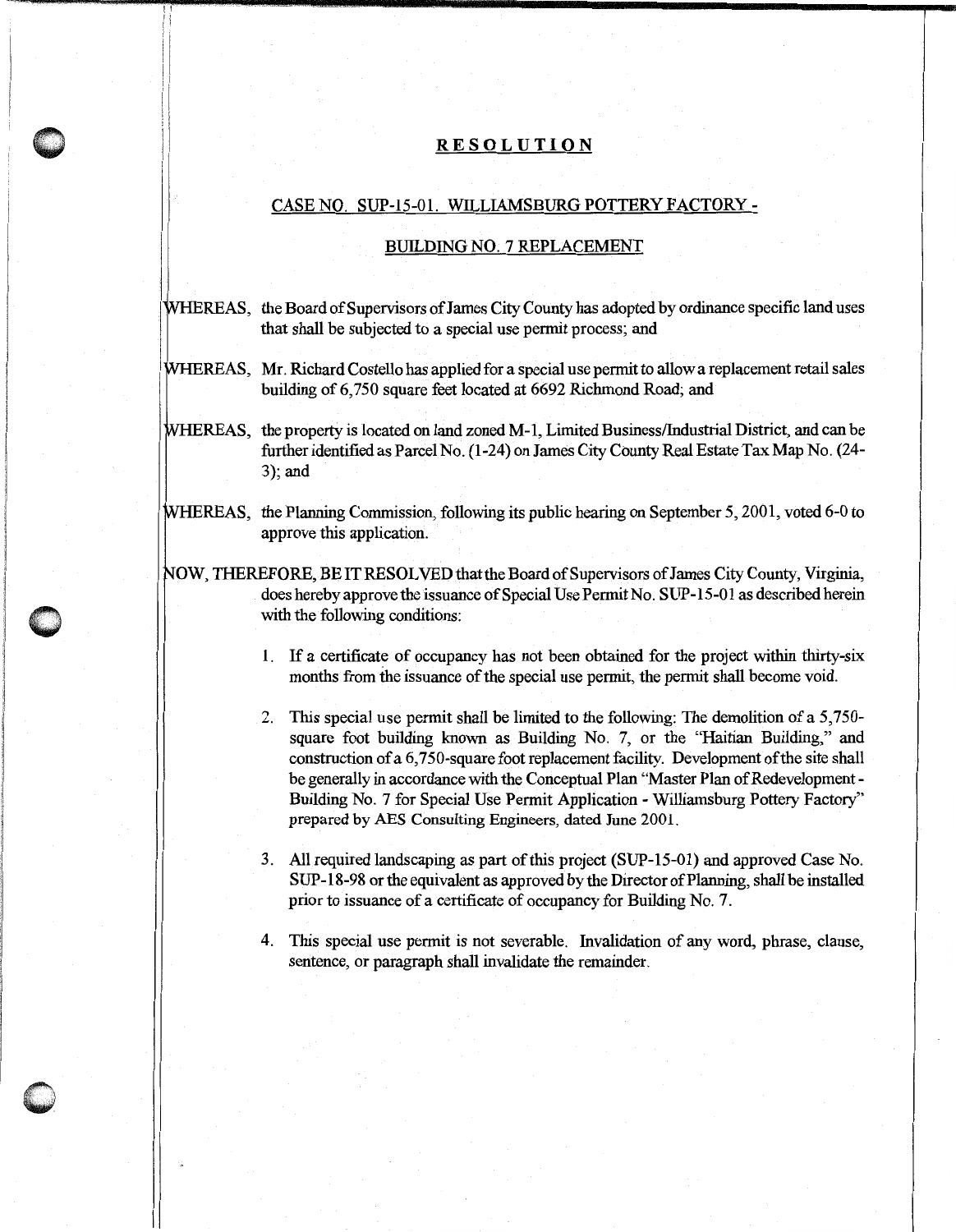# RESOLUTION

## CASE NO. SUP-15-01. WILLIAMSBURG POTTERY FACTORY -

## BUILDING NO. 7 REPLACEMENT

WHEREAS, the Board of Supervisors of James City County has adopted by ordinance specific land uses that shall be subjected to a special use permit process; and

WHEREAS, Mr. Richard Costello has applied for a special use permit to allow a replacement retail sales building of 6,750 square feet located at 6692 Richmond Road; and

WHEREAS, the property is located on land zoned M-1, Limited Business/Industrial District, and can be further identified as Parcel No. (1-24) on James City County Real Estate Tax Map No. (24-3); and

WHEREAS, the Planning Commission, following its public hearing on September 5, 2001, voted 6-0 to approve this application.

NOW, THEREFORE, BE IT RESOLVED that the Board of Supervisors of James City County, Virginia, does hereby approve the issuance of Special Use Permit No. SUP-15-01 as described herein with the following conditions:

1. If a certificate of occupancy has not been obtained for the project within thirty-six months from the issuance of the special use permit, the permit shall become void.

2. This special use permit shall be limited to the following: The demolition of a 5,750-square foot building known as Building No. 7, or the "Haitian Building," and construction of a 6,750-square foot replacement facility. Development of the site shall be generally in accordance with the Conceptual Plan "Master Plan of Redevelopment - Building No. 7 for Special Use Permit Application - Williamsburg Pottery Factory" prepared by AES Consulting Engineers, dated June 2001.

3. All required landscaping as part of this project (SUP-15-01) and approved Case No. SUP-18-98 or the equivalent as approved by the Director of Planning, shall be installed prior to issuance of a certificate of occupancy for Building No. 7.

4. This special use permit is not severable. Invalidation of any word, phrase, clause, sentence, or paragraph shall invalidate the remainder.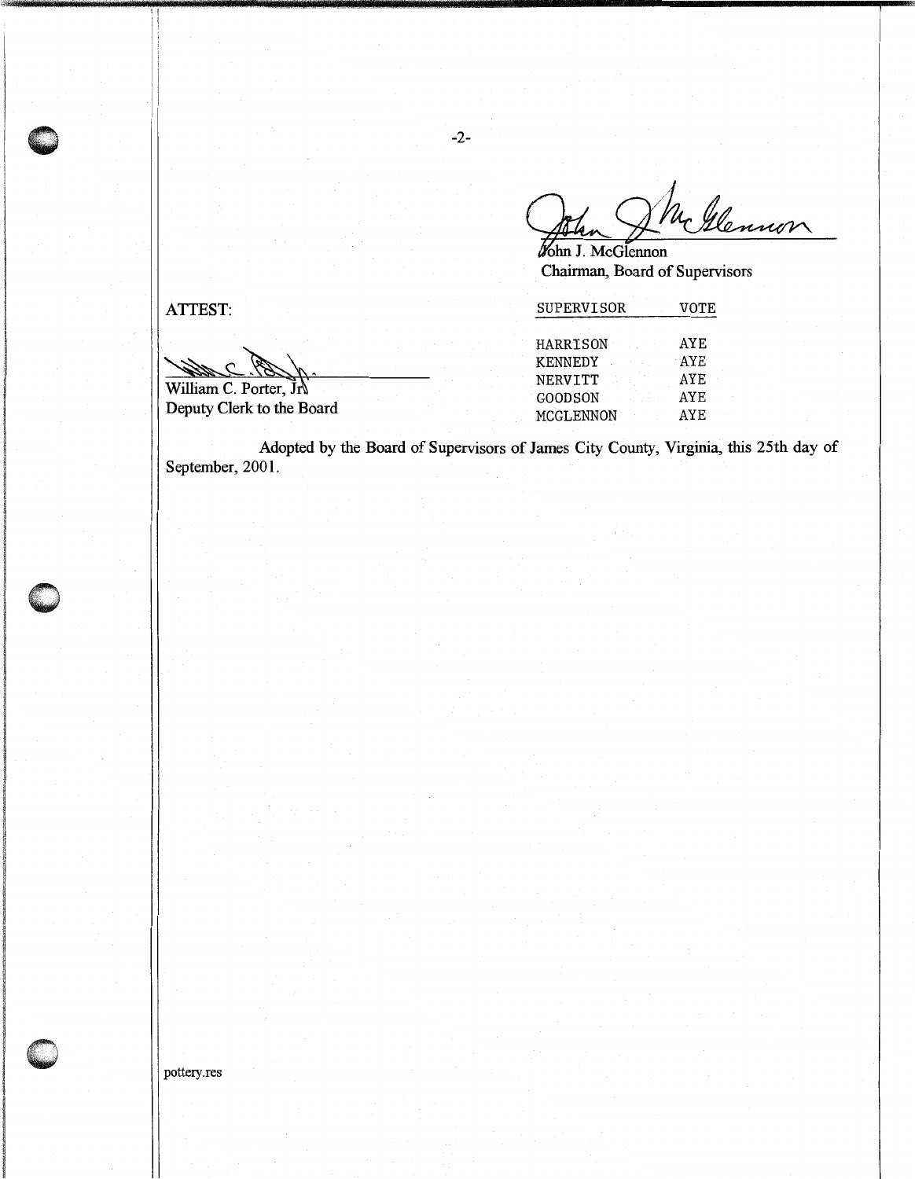John J. McGlennon
Chairman, Board of Supervisors

ATTEST:

William C. Porter, Jr.
Deputy Clerk to the Board

| SUPERVISOR | VOTE |
|---|---|
| HARRISON | AYE |
| KENNEDY | AYE |
| NERVITT | AYE |
| GOODSON | AYE |
| MCGLENNON | AYE |

Adopted by the Board of Supervisors of James City County, Virginia, this 25th day of September, 2001.

pottery.res